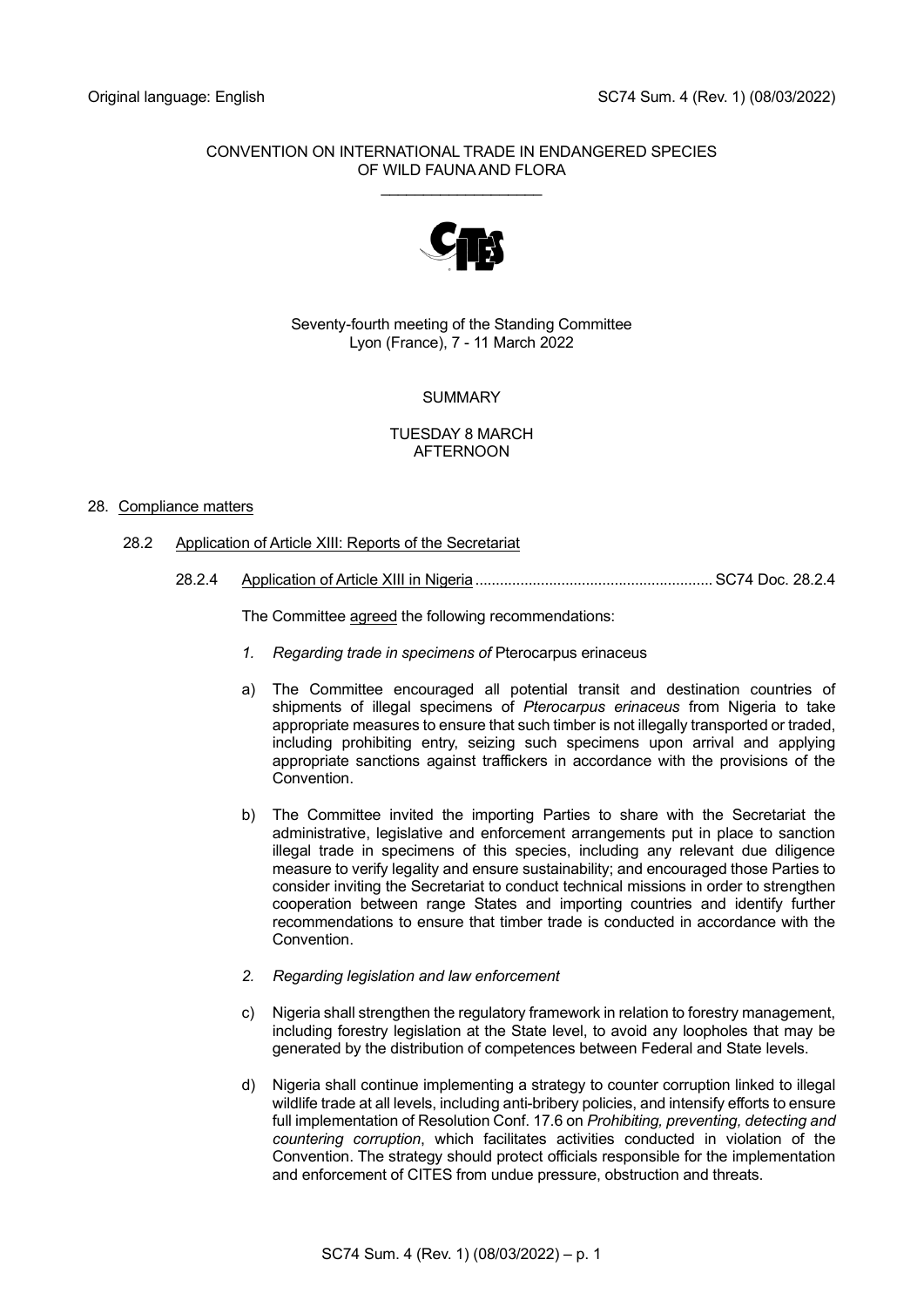Original language: English

SC74 Sum. 4 (Rev. 1) (08/03/2022)

CONVENTION ON INTERNATIONAL TRADE IN ENDANGERED SPECIES
OF WILD FAUNA AND FLORA

\_\_\_\_\_\_\_\_\_\_\_\_\_\_\_\_\_\_\_

Seventy-fourth meeting of the Standing Committee
Lyon (France), 7 - 11 March 2022

SUMMARY

TUESDAY 8 MARCH
AFTERNOON

28. Compliance matters

    28.2 Application of Article XIII: Reports of the Secretariat

    28.2.4 Application of Article XIII in Nigeria .......................................................... SC74 Doc. 28.2.4

    The Committee agreed the following recommendations:

    *1. Regarding trade in specimens of* Pterocarpus erinaceus

    a) The Committee encouraged all potential transit and destination countries of shipments of illegal specimens of *Pterocarpus erinaceus* from Nigeria to take appropriate measures to ensure that such timber is not illegally transported or traded, including prohibiting entry, seizing such specimens upon arrival and applying appropriate sanctions against traffickers in accordance with the provisions of the Convention.

    b) The Committee invited the importing Parties to share with the Secretariat the administrative, legislative and enforcement arrangements put in place to sanction illegal trade in specimens of this species, including any relevant due diligence measure to verify legality and ensure sustainability; and encouraged those Parties to consider inviting the Secretariat to conduct technical missions in order to strengthen cooperation between range States and importing countries and identify further recommendations to ensure that timber trade is conducted in accordance with the Convention.

    *2. Regarding legislation and law enforcement*

    c) Nigeria shall strengthen the regulatory framework in relation to forestry management, including forestry legislation at the State level, to avoid any loopholes that may be generated by the distribution of competences between Federal and State levels.

    d) Nigeria shall continue implementing a strategy to counter corruption linked to illegal wildlife trade at all levels, including anti-bribery policies, and intensify efforts to ensure full implementation of Resolution Conf. 17.6 on *Prohibiting, preventing, detecting and countering corruption*, which facilitates activities conducted in violation of the Convention. The strategy should protect officials responsible for the implementation and enforcement of CITES from undue pressure, obstruction and threats.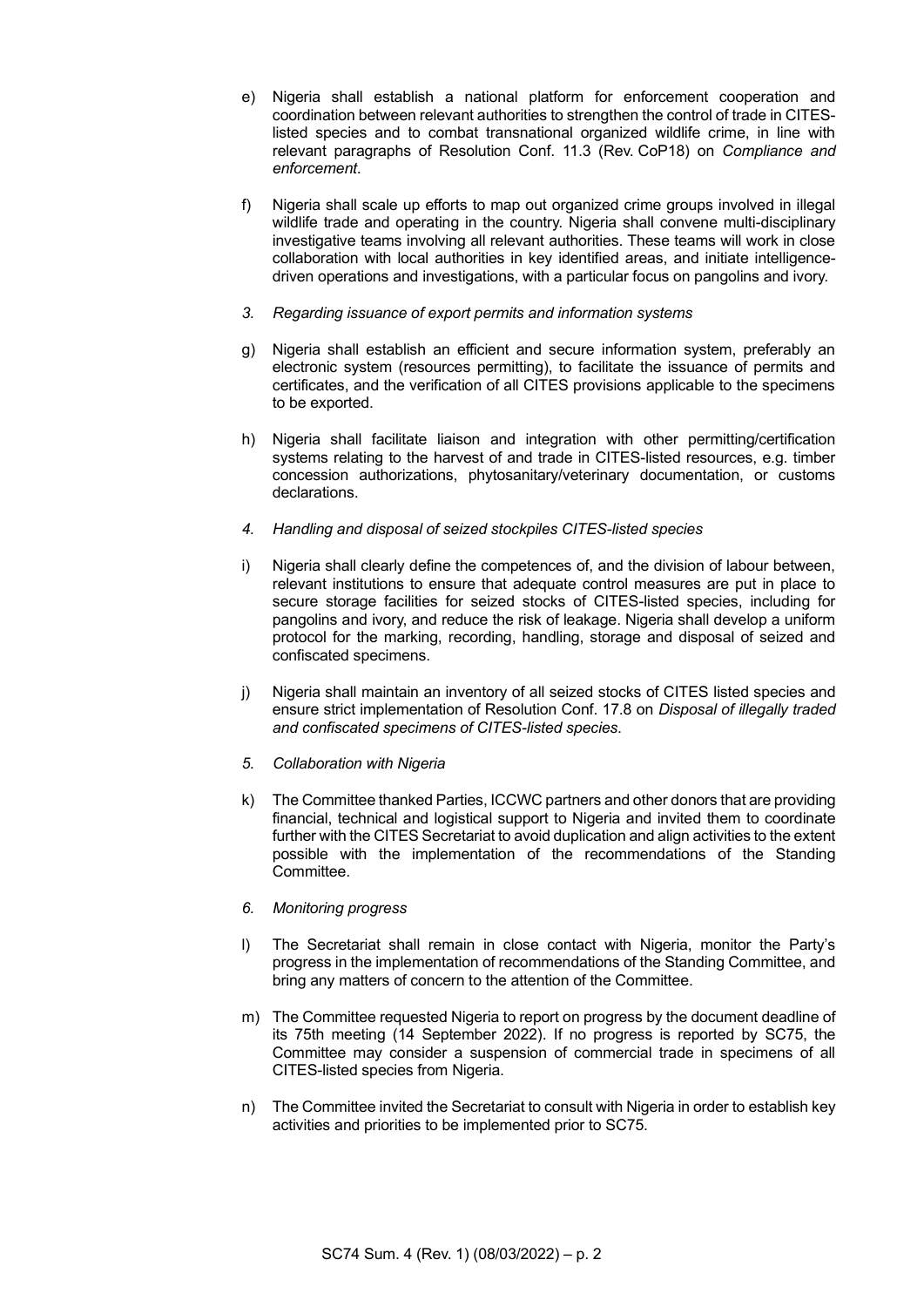e) Nigeria shall establish a national platform for enforcement cooperation and coordination between relevant authorities to strengthen the control of trade in CITES-listed species and to combat transnational organized wildlife crime, in line with relevant paragraphs of Resolution Conf. 11.3 (Rev. CoP18) on *Compliance and enforcement*.

f) Nigeria shall scale up efforts to map out organized crime groups involved in illegal wildlife trade and operating in the country. Nigeria shall convene multi-disciplinary investigative teams involving all relevant authorities. These teams will work in close collaboration with local authorities in key identified areas, and initiate intelligence-driven operations and investigations, with a particular focus on pangolins and ivory.

*3. Regarding issuance of export permits and information systems*

g) Nigeria shall establish an efficient and secure information system, preferably an electronic system (resources permitting), to facilitate the issuance of permits and certificates, and the verification of all CITES provisions applicable to the specimens to be exported.

h) Nigeria shall facilitate liaison and integration with other permitting/certification systems relating to the harvest of and trade in CITES-listed resources, e.g. timber concession authorizations, phytosanitary/veterinary documentation, or customs declarations.

*4. Handling and disposal of seized stockpiles CITES-listed species*

i) Nigeria shall clearly define the competences of, and the division of labour between, relevant institutions to ensure that adequate control measures are put in place to secure storage facilities for seized stocks of CITES-listed species, including for pangolins and ivory, and reduce the risk of leakage. Nigeria shall develop a uniform protocol for the marking, recording, handling, storage and disposal of seized and confiscated specimens.

j) Nigeria shall maintain an inventory of all seized stocks of CITES listed species and ensure strict implementation of Resolution Conf. 17.8 on *Disposal of illegally traded and confiscated specimens of CITES-listed species*.

*5. Collaboration with Nigeria*

k) The Committee thanked Parties, ICCWC partners and other donors that are providing financial, technical and logistical support to Nigeria and invited them to coordinate further with the CITES Secretariat to avoid duplication and align activities to the extent possible with the implementation of the recommendations of the Standing Committee.

*6. Monitoring progress*

l) The Secretariat shall remain in close contact with Nigeria, monitor the Party's progress in the implementation of recommendations of the Standing Committee, and bring any matters of concern to the attention of the Committee.

m) The Committee requested Nigeria to report on progress by the document deadline of its 75th meeting (14 September 2022). If no progress is reported by SC75, the Committee may consider a suspension of commercial trade in specimens of all CITES-listed species from Nigeria.

n) The Committee invited the Secretariat to consult with Nigeria in order to establish key activities and priorities to be implemented prior to SC75.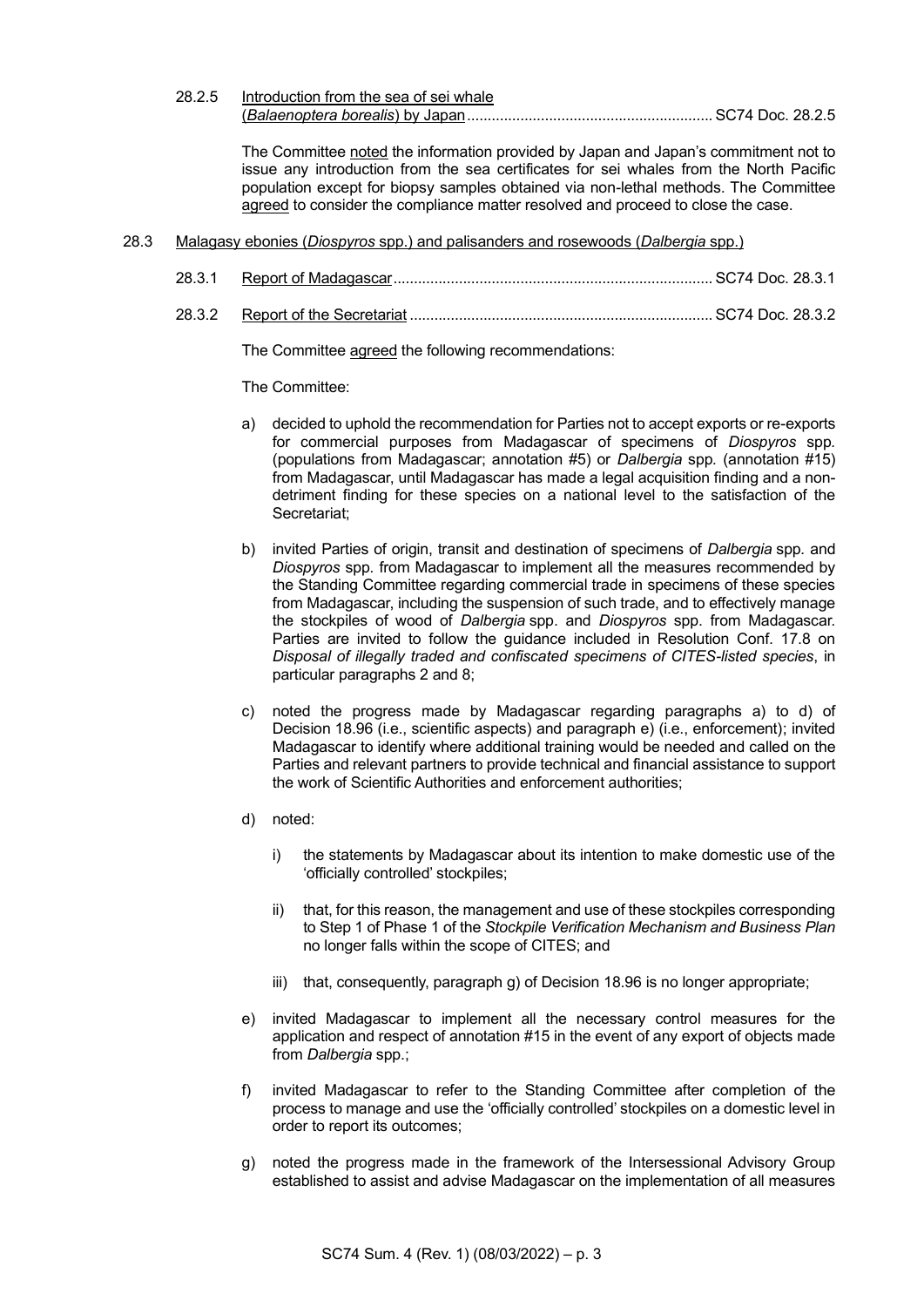28.2.5 <u>Introduction from the sea of sei whale (*Balaenoptera borealis*) by Japan</u>........................................................... SC74 Doc. 28.2.5

The Committee <u>noted</u> the information provided by Japan and Japan's commitment not to issue any introduction from the sea certificates for sei whales from the North Pacific population except for biopsy samples obtained via non-lethal methods. The Committee <u>agreed</u> to consider the compliance matter resolved and proceed to close the case.

28.3 <u>Malagasy ebonies (*Diospyros* spp.) and palisanders and rosewoods (*Dalbergia* spp.)</u>

28.3.1 <u>Report of Madagascar</u>............................................................................ SC74 Doc. 28.3.1

28.3.2 <u>Report of the Secretariat</u> ......................................................................... SC74 Doc. 28.3.2

The Committee <u>agreed</u> the following recommendations:

The Committee:

a) decided to uphold the recommendation for Parties not to accept exports or re-exports for commercial purposes from Madagascar of specimens of *Diospyros* spp. (populations from Madagascar; annotation #5) or *Dalbergia* spp. (annotation #15) from Madagascar, until Madagascar has made a legal acquisition finding and a non-detriment finding for these species on a national level to the satisfaction of the Secretariat;

b) invited Parties of origin, transit and destination of specimens of *Dalbergia* spp. and *Diospyros* spp. from Madagascar to implement all the measures recommended by the Standing Committee regarding commercial trade in specimens of these species from Madagascar, including the suspension of such trade, and to effectively manage the stockpiles of wood of *Dalbergia* spp. and *Diospyros* spp. from Madagascar. Parties are invited to follow the guidance included in Resolution Conf. 17.8 on *Disposal of illegally traded and confiscated specimens of CITES-listed species*, in particular paragraphs 2 and 8;

c) noted the progress made by Madagascar regarding paragraphs a) to d) of Decision 18.96 (i.e., scientific aspects) and paragraph e) (i.e., enforcement); invited Madagascar to identify where additional training would be needed and called on the Parties and relevant partners to provide technical and financial assistance to support the work of Scientific Authorities and enforcement authorities;

d) noted:

   i) the statements by Madagascar about its intention to make domestic use of the 'officially controlled' stockpiles;

   ii) that, for this reason, the management and use of these stockpiles corresponding to Step 1 of Phase 1 of the *Stockpile Verification Mechanism and Business Plan* no longer falls within the scope of CITES; and

   iii) that, consequently, paragraph g) of Decision 18.96 is no longer appropriate;

e) invited Madagascar to implement all the necessary control measures for the application and respect of annotation #15 in the event of any export of objects made from *Dalbergia* spp.;

f) invited Madagascar to refer to the Standing Committee after completion of the process to manage and use the 'officially controlled' stockpiles on a domestic level in order to report its outcomes;

g) noted the progress made in the framework of the Intersessional Advisory Group established to assist and advise Madagascar on the implementation of all measures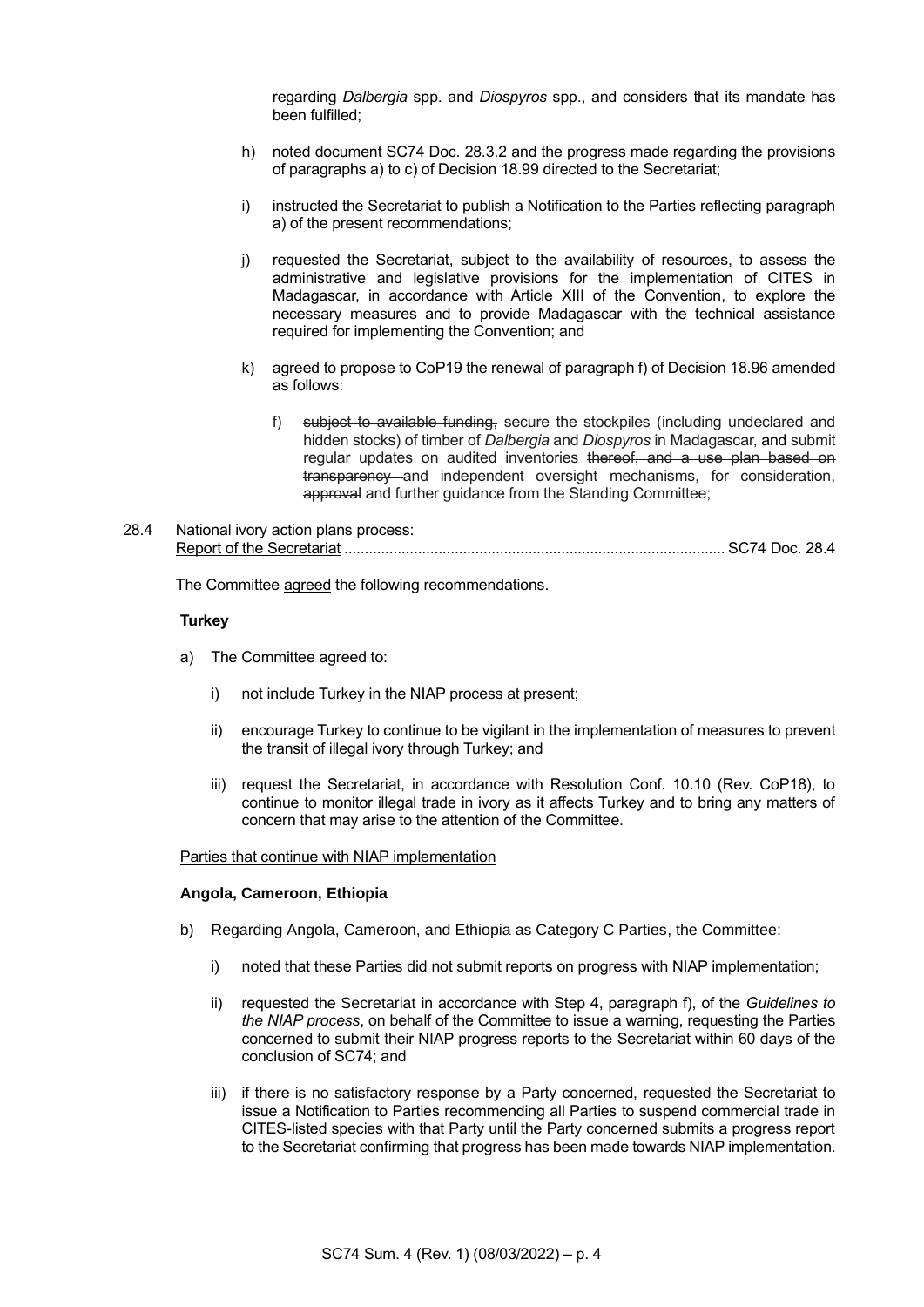regarding *Dalbergia* spp. and *Diospyros* spp., and considers that its mandate has been fulfilled;

h) noted document SC74 Doc. 28.3.2 and the progress made regarding the provisions of paragraphs a) to c) of Decision 18.99 directed to the Secretariat;

i) instructed the Secretariat to publish a Notification to the Parties reflecting paragraph a) of the present recommendations;

j) requested the Secretariat, subject to the availability of resources, to assess the administrative and legislative provisions for the implementation of CITES in Madagascar, in accordance with Article XIII of the Convention, to explore the necessary measures and to provide Madagascar with the technical assistance required for implementing the Convention; and

k) agreed to propose to CoP19 the renewal of paragraph f) of Decision 18.96 amended as follows:

   f) ~~subject to available funding,~~ secure the stockpiles (including undeclared and hidden stocks) of timber of *Dalbergia* and *Diospyros* in Madagascar, and submit regular updates on audited inventories ~~thereof, and a use plan based on transparency~~ and independent oversight mechanisms, for consideration, ~~approval~~ and further guidance from the Standing Committee;

28.4 National ivory action plans process:
Report of the Secretariat ........................................................................................... SC74 Doc. 28.4

The Committee agreed the following recommendations.

**Turkey**

a) The Committee agreed to:

   i) not include Turkey in the NIAP process at present;

   ii) encourage Turkey to continue to be vigilant in the implementation of measures to prevent the transit of illegal ivory through Turkey; and

   iii) request the Secretariat, in accordance with Resolution Conf. 10.10 (Rev. CoP18), to continue to monitor illegal trade in ivory as it affects Turkey and to bring any matters of concern that may arise to the attention of the Committee.

Parties that continue with NIAP implementation

**Angola, Cameroon, Ethiopia**

b) Regarding Angola, Cameroon, and Ethiopia as Category C Parties, the Committee:

   i) noted that these Parties did not submit reports on progress with NIAP implementation;

   ii) requested the Secretariat in accordance with Step 4, paragraph f), of the *Guidelines to the NIAP process*, on behalf of the Committee to issue a warning, requesting the Parties concerned to submit their NIAP progress reports to the Secretariat within 60 days of the conclusion of SC74; and

   iii) if there is no satisfactory response by a Party concerned, requested the Secretariat to issue a Notification to Parties recommending all Parties to suspend commercial trade in CITES-listed species with that Party until the Party concerned submits a progress report to the Secretariat confirming that progress has been made towards NIAP implementation.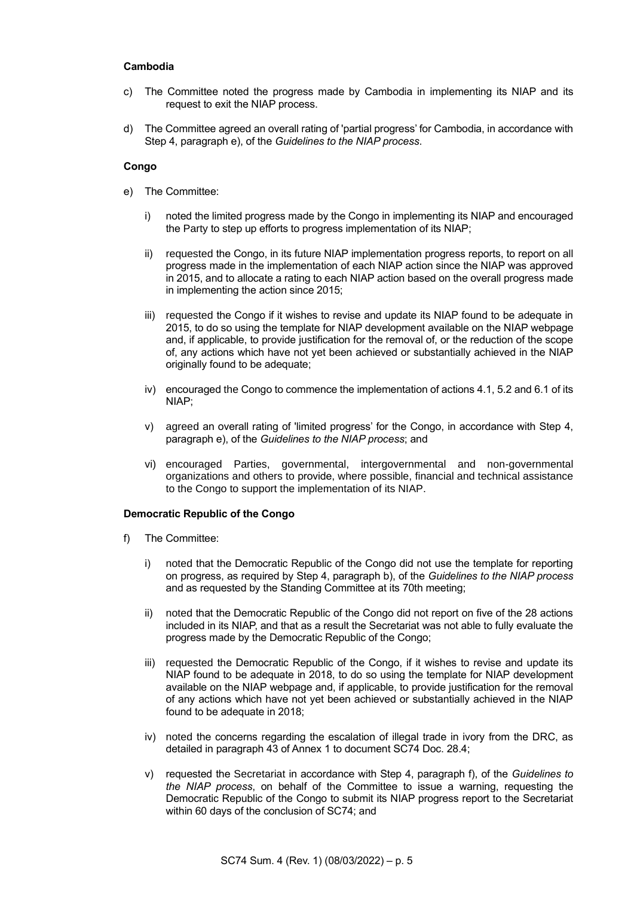**Cambodia**

c) The Committee noted the progress made by Cambodia in implementing its NIAP and its request to exit the NIAP process.

d) The Committee agreed an overall rating of 'partial progress' for Cambodia, in accordance with Step 4, paragraph e), of the *Guidelines to the NIAP process*.

**Congo**

e) The Committee:

   i) noted the limited progress made by the Congo in implementing its NIAP and encouraged the Party to step up efforts to progress implementation of its NIAP;

   ii) requested the Congo, in its future NIAP implementation progress reports, to report on all progress made in the implementation of each NIAP action since the NIAP was approved in 2015, and to allocate a rating to each NIAP action based on the overall progress made in implementing the action since 2015;

   iii) requested the Congo if it wishes to revise and update its NIAP found to be adequate in 2015, to do so using the template for NIAP development available on the NIAP webpage and, if applicable, to provide justification for the removal of, or the reduction of the scope of, any actions which have not yet been achieved or substantially achieved in the NIAP originally found to be adequate;

   iv) encouraged the Congo to commence the implementation of actions 4.1, 5.2 and 6.1 of its NIAP;

   v) agreed an overall rating of 'limited progress' for the Congo, in accordance with Step 4, paragraph e), of the *Guidelines to the NIAP process*; and

   vi) encouraged Parties, governmental, intergovernmental and non-governmental organizations and others to provide, where possible, financial and technical assistance to the Congo to support the implementation of its NIAP.

**Democratic Republic of the Congo**

f) The Committee:

   i) noted that the Democratic Republic of the Congo did not use the template for reporting on progress, as required by Step 4, paragraph b), of the *Guidelines to the NIAP process* and as requested by the Standing Committee at its 70th meeting;

   ii) noted that the Democratic Republic of the Congo did not report on five of the 28 actions included in its NIAP, and that as a result the Secretariat was not able to fully evaluate the progress made by the Democratic Republic of the Congo;

   iii) requested the Democratic Republic of the Congo, if it wishes to revise and update its NIAP found to be adequate in 2018, to do so using the template for NIAP development available on the NIAP webpage and, if applicable, to provide justification for the removal of any actions which have not yet been achieved or substantially achieved in the NIAP found to be adequate in 2018;

   iv) noted the concerns regarding the escalation of illegal trade in ivory from the DRC, as detailed in paragraph 43 of Annex 1 to document SC74 Doc. 28.4;

   v) requested the Secretariat in accordance with Step 4, paragraph f), of the *Guidelines to the NIAP process*, on behalf of the Committee to issue a warning, requesting the Democratic Republic of the Congo to submit its NIAP progress report to the Secretariat within 60 days of the conclusion of SC74; and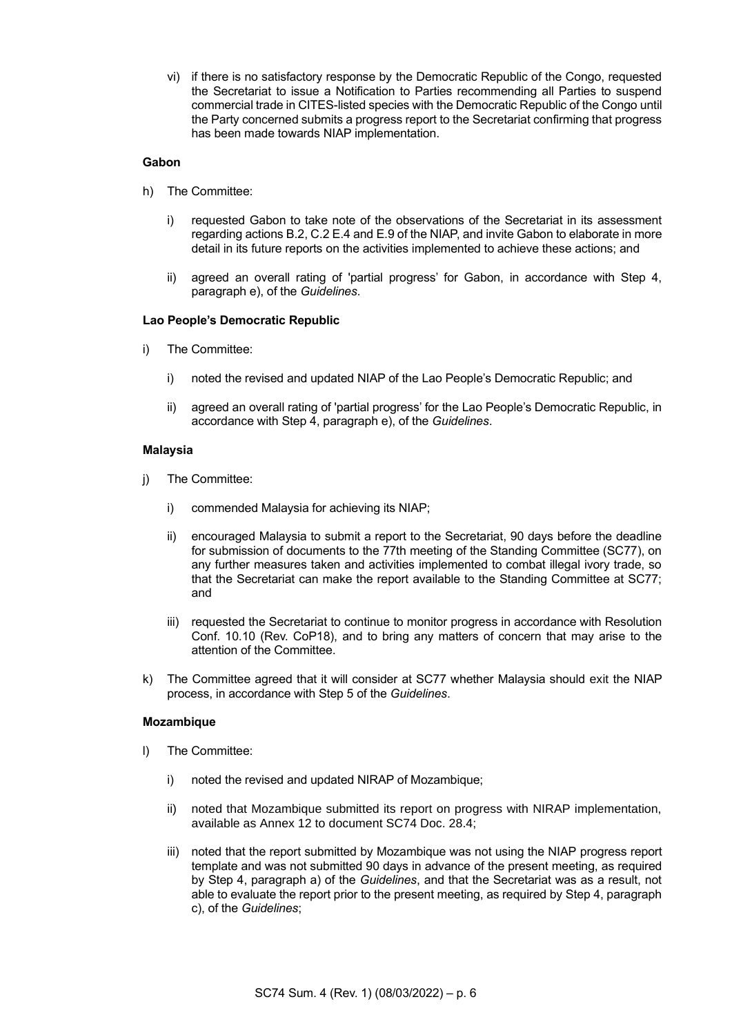vi) if there is no satisfactory response by the Democratic Republic of the Congo, requested the Secretariat to issue a Notification to Parties recommending all Parties to suspend commercial trade in CITES-listed species with the Democratic Republic of the Congo until the Party concerned submits a progress report to the Secretariat confirming that progress has been made towards NIAP implementation.

**Gabon**

h) The Committee:

i) requested Gabon to take note of the observations of the Secretariat in its assessment regarding actions B.2, C.2 E.4 and E.9 of the NIAP, and invite Gabon to elaborate in more detail in its future reports on the activities implemented to achieve these actions; and

ii) agreed an overall rating of 'partial progress' for Gabon, in accordance with Step 4, paragraph e), of the *Guidelines*.

**Lao People's Democratic Republic**

i) The Committee:

i) noted the revised and updated NIAP of the Lao People's Democratic Republic; and

ii) agreed an overall rating of 'partial progress' for the Lao People's Democratic Republic, in accordance with Step 4, paragraph e), of the *Guidelines*.

**Malaysia**

j) The Committee:

i) commended Malaysia for achieving its NIAP;

ii) encouraged Malaysia to submit a report to the Secretariat, 90 days before the deadline for submission of documents to the 77th meeting of the Standing Committee (SC77), on any further measures taken and activities implemented to combat illegal ivory trade, so that the Secretariat can make the report available to the Standing Committee at SC77; and

iii) requested the Secretariat to continue to monitor progress in accordance with Resolution Conf. 10.10 (Rev. CoP18), and to bring any matters of concern that may arise to the attention of the Committee.

k) The Committee agreed that it will consider at SC77 whether Malaysia should exit the NIAP process, in accordance with Step 5 of the *Guidelines*.

**Mozambique**

l) The Committee:

i) noted the revised and updated NIRAP of Mozambique;

ii) noted that Mozambique submitted its report on progress with NIRAP implementation, available as Annex 12 to document SC74 Doc. 28.4;

iii) noted that the report submitted by Mozambique was not using the NIAP progress report template and was not submitted 90 days in advance of the present meeting, as required by Step 4, paragraph a) of the *Guidelines*, and that the Secretariat was as a result, not able to evaluate the report prior to the present meeting, as required by Step 4, paragraph c), of the *Guidelines*;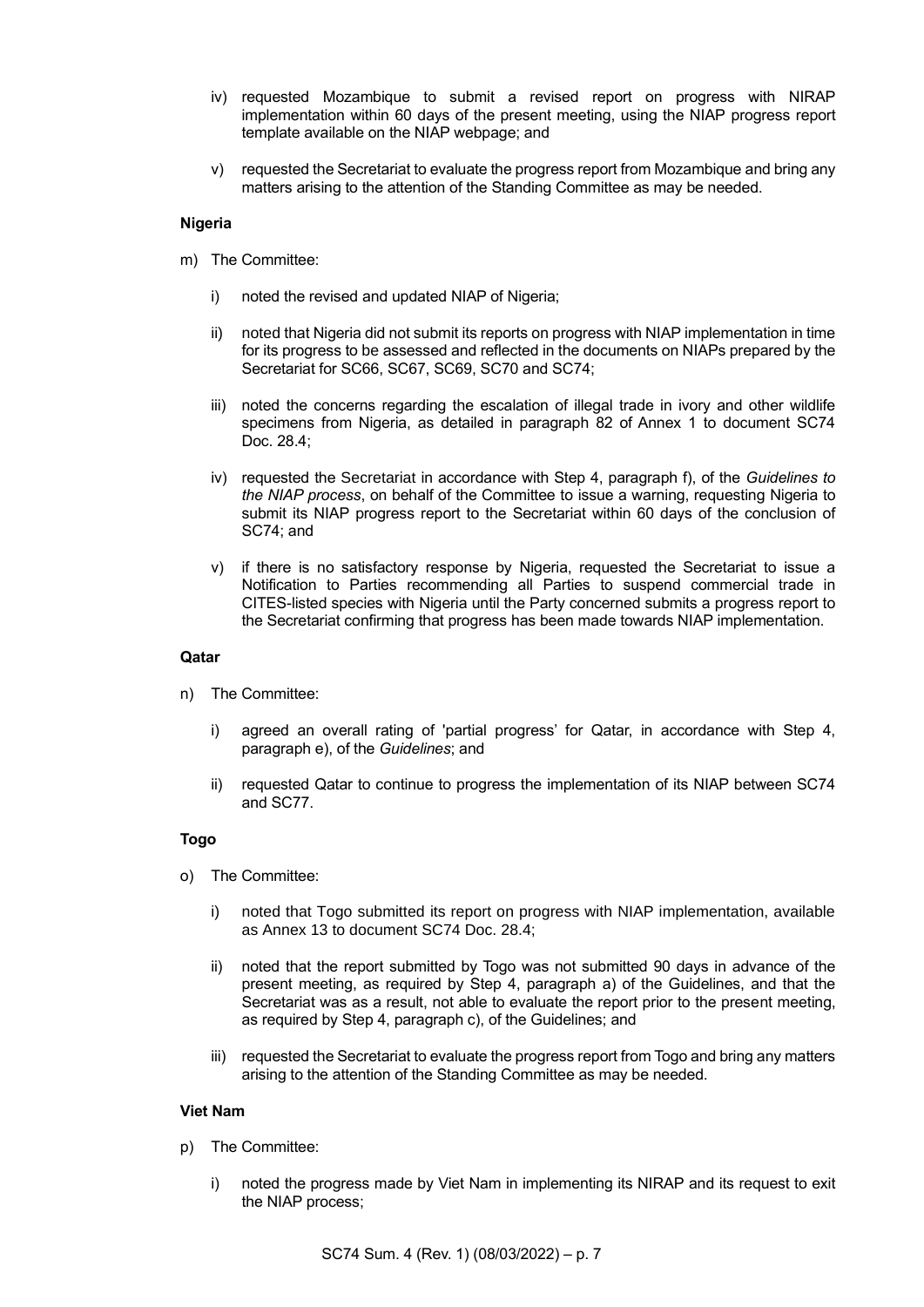- iv) requested Mozambique to submit a revised report on progress with NIRAP implementation within 60 days of the present meeting, using the NIAP progress report template available on the NIAP webpage; and
- v) requested the Secretariat to evaluate the progress report from Mozambique and bring any matters arising to the attention of the Standing Committee as may be needed.

**Nigeria**

m) The Committee:

- i) noted the revised and updated NIAP of Nigeria;
- ii) noted that Nigeria did not submit its reports on progress with NIAP implementation in time for its progress to be assessed and reflected in the documents on NIAPs prepared by the Secretariat for SC66, SC67, SC69, SC70 and SC74;
- iii) noted the concerns regarding the escalation of illegal trade in ivory and other wildlife specimens from Nigeria, as detailed in paragraph 82 of Annex 1 to document SC74 Doc. 28.4;
- iv) requested the Secretariat in accordance with Step 4, paragraph f), of the *Guidelines to the NIAP process*, on behalf of the Committee to issue a warning, requesting Nigeria to submit its NIAP progress report to the Secretariat within 60 days of the conclusion of SC74; and
- v) if there is no satisfactory response by Nigeria, requested the Secretariat to issue a Notification to Parties recommending all Parties to suspend commercial trade in CITES-listed species with Nigeria until the Party concerned submits a progress report to the Secretariat confirming that progress has been made towards NIAP implementation.

**Qatar**

n) The Committee:

- i) agreed an overall rating of 'partial progress' for Qatar, in accordance with Step 4, paragraph e), of the *Guidelines*; and
- ii) requested Qatar to continue to progress the implementation of its NIAP between SC74 and SC77.

**Togo**

o) The Committee:

- i) noted that Togo submitted its report on progress with NIAP implementation, available as Annex 13 to document SC74 Doc. 28.4;
- ii) noted that the report submitted by Togo was not submitted 90 days in advance of the present meeting, as required by Step 4, paragraph a) of the Guidelines, and that the Secretariat was as a result, not able to evaluate the report prior to the present meeting, as required by Step 4, paragraph c), of the Guidelines; and
- iii) requested the Secretariat to evaluate the progress report from Togo and bring any matters arising to the attention of the Standing Committee as may be needed.

**Viet Nam**

p) The Committee:

- i) noted the progress made by Viet Nam in implementing its NIRAP and its request to exit the NIAP process;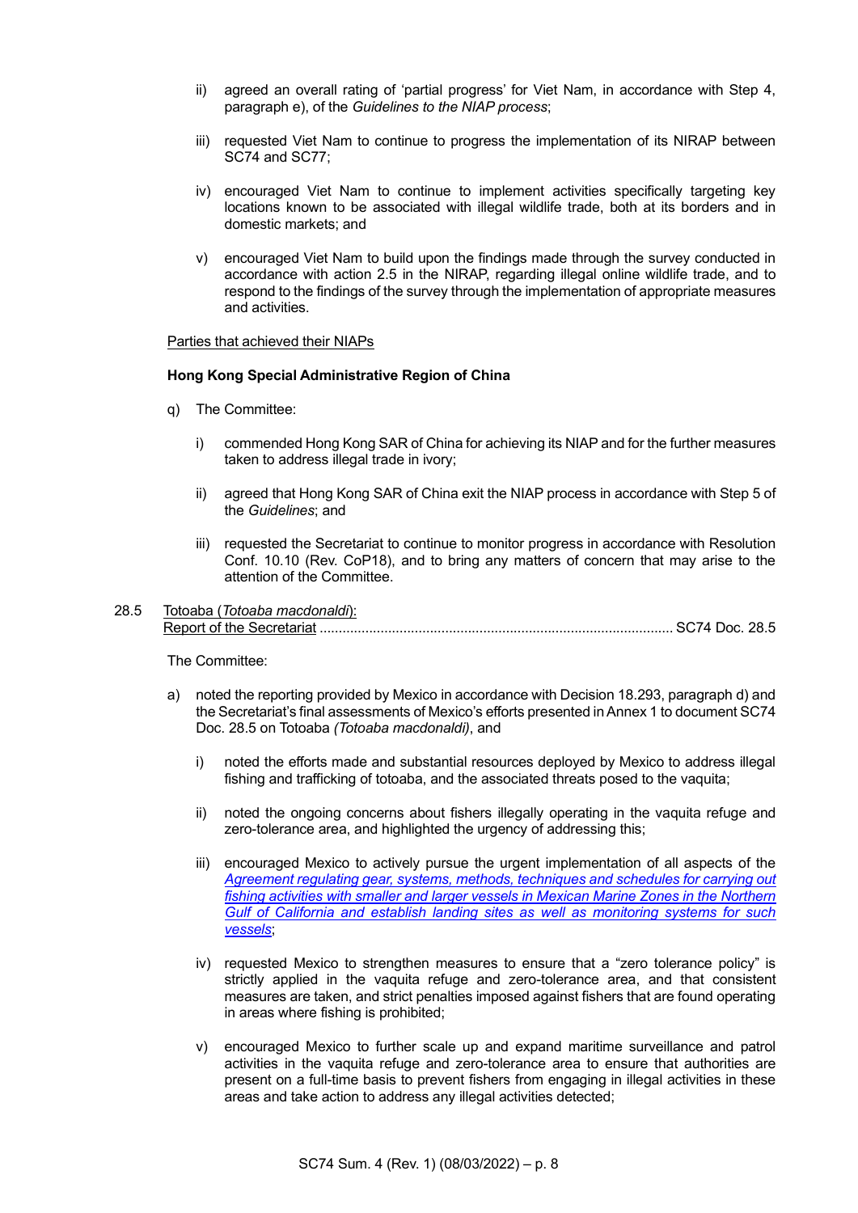ii) agreed an overall rating of 'partial progress' for Viet Nam, in accordance with Step 4, paragraph e), of the *Guidelines to the NIAP process*;

iii) requested Viet Nam to continue to progress the implementation of its NIRAP between SC74 and SC77;

iv) encouraged Viet Nam to continue to implement activities specifically targeting key locations known to be associated with illegal wildlife trade, both at its borders and in domestic markets; and

v) encouraged Viet Nam to build upon the findings made through the survey conducted in accordance with action 2.5 in the NIRAP, regarding illegal online wildlife trade, and to respond to the findings of the survey through the implementation of appropriate measures and activities.

<u>Parties that achieved their NIAPs</u>

**Hong Kong Special Administrative Region of China**

q) The Committee:

i) commended Hong Kong SAR of China for achieving its NIAP and for the further measures taken to address illegal trade in ivory;

ii) agreed that Hong Kong SAR of China exit the NIAP process in accordance with Step 5 of the *Guidelines*; and

iii) requested the Secretariat to continue to monitor progress in accordance with Resolution Conf. 10.10 (Rev. CoP18), and to bring any matters of concern that may arise to the attention of the Committee.

28.5 <u>Totoaba (*Totoaba macdonaldi*):</u>
<u>Report of the Secretariat</u> ............................................................................................ SC74 Doc. 28.5

The Committee:

a) noted the reporting provided by Mexico in accordance with Decision 18.293, paragraph d) and the Secretariat's final assessments of Mexico's efforts presented in Annex 1 to document SC74 Doc. 28.5 on Totoaba *(Totoaba macdonaldi)*, and

i) noted the efforts made and substantial resources deployed by Mexico to address illegal fishing and trafficking of totoaba, and the associated threats posed to the vaquita;

ii) noted the ongoing concerns about fishers illegally operating in the vaquita refuge and zero-tolerance area, and highlighted the urgency of addressing this;

iii) encouraged Mexico to actively pursue the urgent implementation of all aspects of the *<u>Agreement regulating gear, systems, methods, techniques and schedules for carrying out fishing activities with smaller and larger vessels in Mexican Marine Zones in the Northern Gulf of California and establish landing sites as well as monitoring systems for such vessels</u>*;

iv) requested Mexico to strengthen measures to ensure that a "zero tolerance policy" is strictly applied in the vaquita refuge and zero-tolerance area, and that consistent measures are taken, and strict penalties imposed against fishers that are found operating in areas where fishing is prohibited;

v) encouraged Mexico to further scale up and expand maritime surveillance and patrol activities in the vaquita refuge and zero-tolerance area to ensure that authorities are present on a full-time basis to prevent fishers from engaging in illegal activities in these areas and take action to address any illegal activities detected;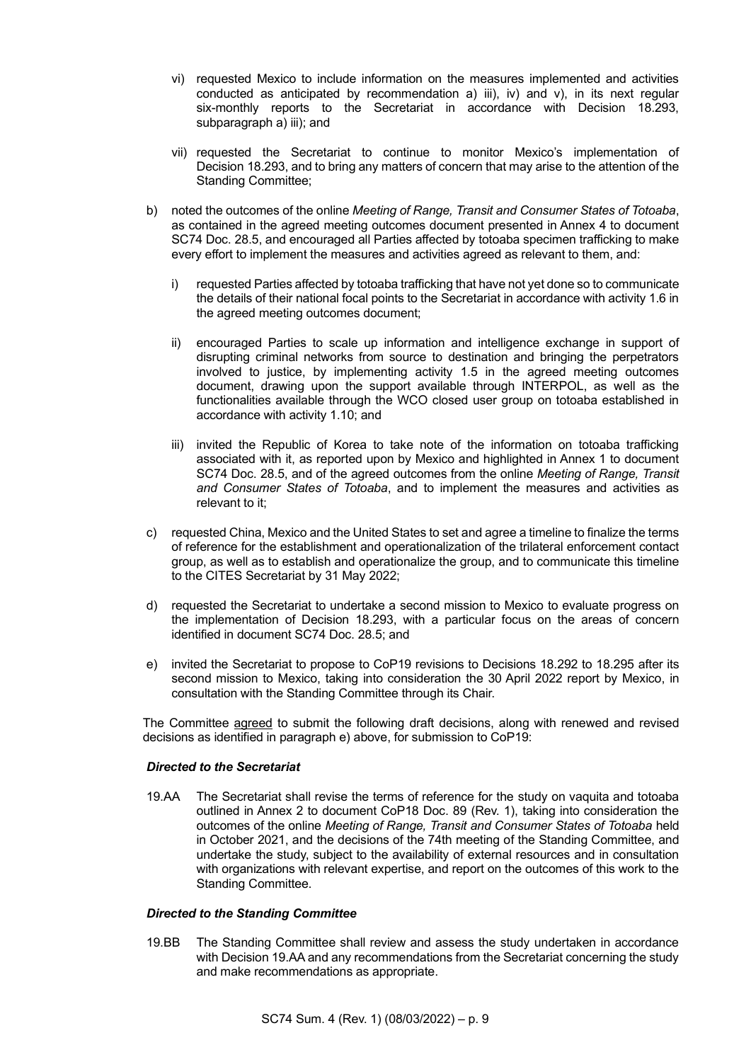vi) requested Mexico to include information on the measures implemented and activities conducted as anticipated by recommendation a) iii), iv) and v), in its next regular six-monthly reports to the Secretariat in accordance with Decision 18.293, subparagraph a) iii); and

vii) requested the Secretariat to continue to monitor Mexico's implementation of Decision 18.293, and to bring any matters of concern that may arise to the attention of the Standing Committee;

b) noted the outcomes of the online *Meeting of Range, Transit and Consumer States of Totoaba*, as contained in the agreed meeting outcomes document presented in Annex 4 to document SC74 Doc. 28.5, and encouraged all Parties affected by totoaba specimen trafficking to make every effort to implement the measures and activities agreed as relevant to them, and:

   i) requested Parties affected by totoaba trafficking that have not yet done so to communicate the details of their national focal points to the Secretariat in accordance with activity 1.6 in the agreed meeting outcomes document;

   ii) encouraged Parties to scale up information and intelligence exchange in support of disrupting criminal networks from source to destination and bringing the perpetrators involved to justice, by implementing activity 1.5 in the agreed meeting outcomes document, drawing upon the support available through INTERPOL, as well as the functionalities available through the WCO closed user group on totoaba established in accordance with activity 1.10; and

   iii) invited the Republic of Korea to take note of the information on totoaba trafficking associated with it, as reported upon by Mexico and highlighted in Annex 1 to document SC74 Doc. 28.5, and of the agreed outcomes from the online *Meeting of Range, Transit and Consumer States of Totoaba*, and to implement the measures and activities as relevant to it;

c) requested China, Mexico and the United States to set and agree a timeline to finalize the terms of reference for the establishment and operationalization of the trilateral enforcement contact group, as well as to establish and operationalize the group, and to communicate this timeline to the CITES Secretariat by 31 May 2022;

d) requested the Secretariat to undertake a second mission to Mexico to evaluate progress on the implementation of Decision 18.293, with a particular focus on the areas of concern identified in document SC74 Doc. 28.5; and

e) invited the Secretariat to propose to CoP19 revisions to Decisions 18.292 to 18.295 after its second mission to Mexico, taking into consideration the 30 April 2022 report by Mexico, in consultation with the Standing Committee through its Chair.

The Committee agreed to submit the following draft decisions, along with renewed and revised decisions as identified in paragraph e) above, for submission to CoP19:

***Directed to the Secretariat***

19.AA The Secretariat shall revise the terms of reference for the study on vaquita and totoaba outlined in Annex 2 to document CoP18 Doc. 89 (Rev. 1), taking into consideration the outcomes of the online *Meeting of Range, Transit and Consumer States of Totoaba* held in October 2021, and the decisions of the 74th meeting of the Standing Committee, and undertake the study, subject to the availability of external resources and in consultation with organizations with relevant expertise, and report on the outcomes of this work to the Standing Committee.

***Directed to the Standing Committee***

19.BB The Standing Committee shall review and assess the study undertaken in accordance with Decision 19.AA and any recommendations from the Secretariat concerning the study and make recommendations as appropriate.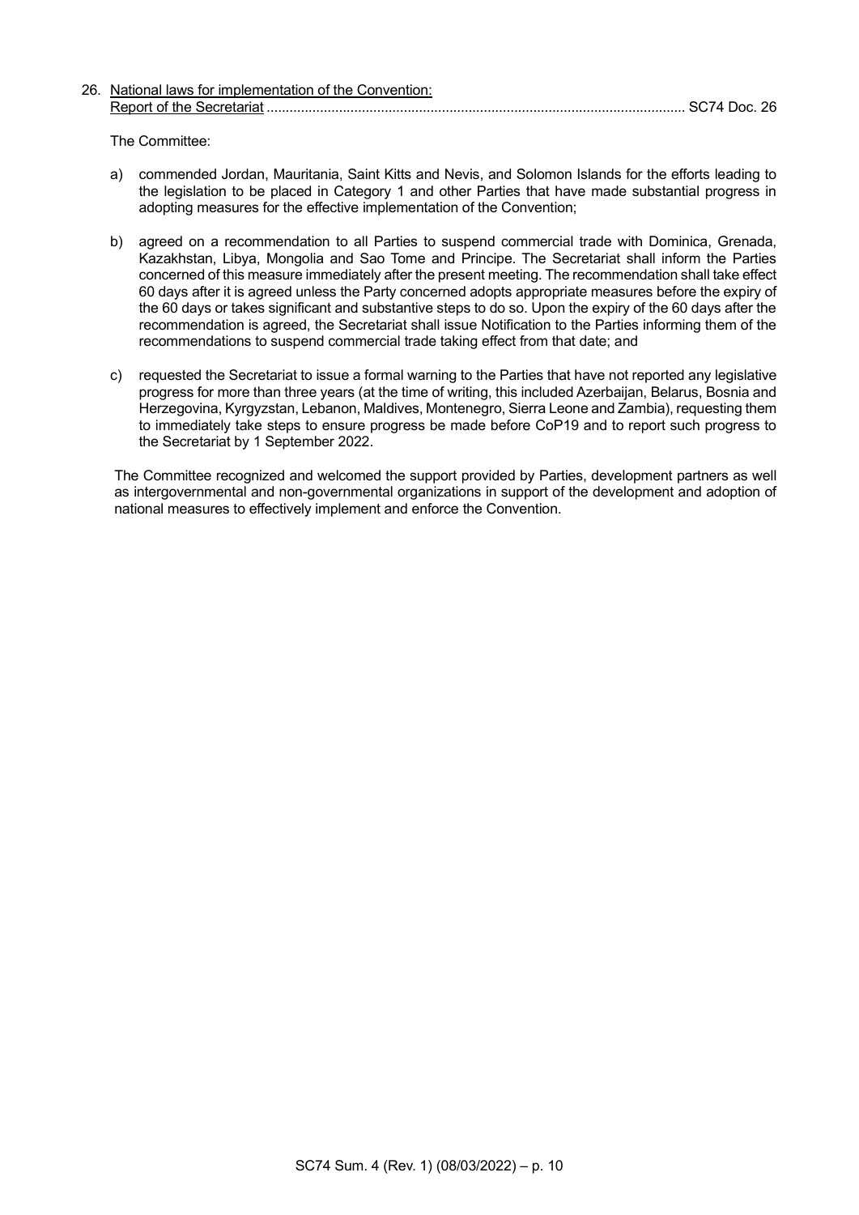26. National laws for implementation of the Convention:
Report of the Secretariat ............................................................................................................. SC74 Doc. 26

The Committee:

a) commended Jordan, Mauritania, Saint Kitts and Nevis, and Solomon Islands for the efforts leading to the legislation to be placed in Category 1 and other Parties that have made substantial progress in adopting measures for the effective implementation of the Convention;

b) agreed on a recommendation to all Parties to suspend commercial trade with Dominica, Grenada, Kazakhstan, Libya, Mongolia and Sao Tome and Principe. The Secretariat shall inform the Parties concerned of this measure immediately after the present meeting. The recommendation shall take effect 60 days after it is agreed unless the Party concerned adopts appropriate measures before the expiry of the 60 days or takes significant and substantive steps to do so. Upon the expiry of the 60 days after the recommendation is agreed, the Secretariat shall issue Notification to the Parties informing them of the recommendations to suspend commercial trade taking effect from that date; and

c) requested the Secretariat to issue a formal warning to the Parties that have not reported any legislative progress for more than three years (at the time of writing, this included Azerbaijan, Belarus, Bosnia and Herzegovina, Kyrgyzstan, Lebanon, Maldives, Montenegro, Sierra Leone and Zambia), requesting them to immediately take steps to ensure progress be made before CoP19 and to report such progress to the Secretariat by 1 September 2022.

The Committee recognized and welcomed the support provided by Parties, development partners as well as intergovernmental and non-governmental organizations in support of the development and adoption of national measures to effectively implement and enforce the Convention.